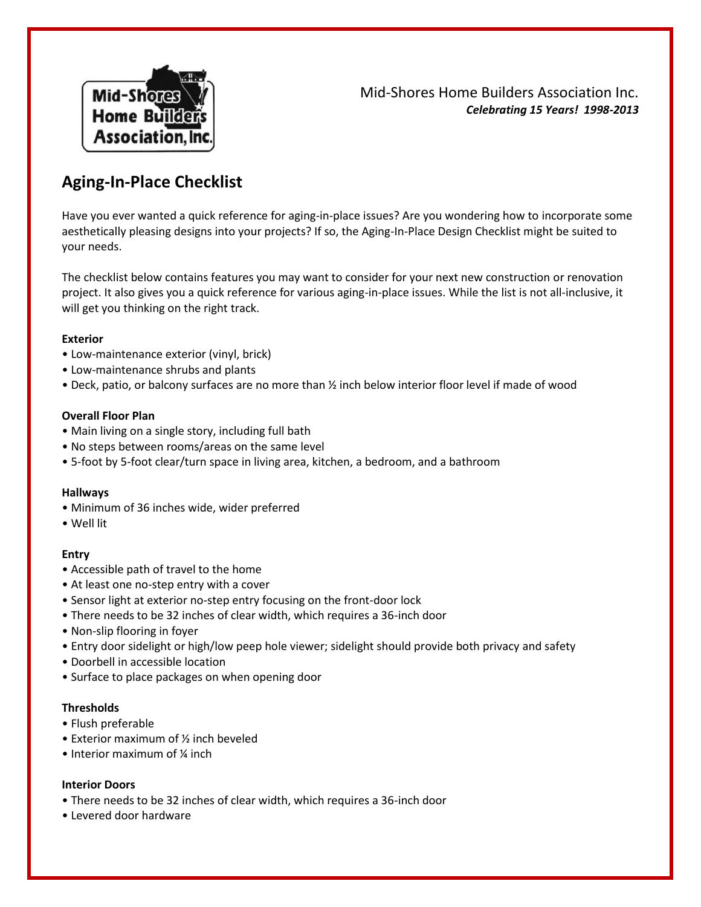Mid-Shores Home Builders Association Inc.
***Celebrating 15 Years! 1998-2013***

# Aging-In-Place Checklist

Have you ever wanted a quick reference for aging-in-place issues? Are you wondering how to incorporate some aesthetically pleasing designs into your projects? If so, the Aging-In-Place Design Checklist might be suited to your needs.

The checklist below contains features you may want to consider for your next new construction or renovation project. It also gives you a quick reference for various aging-in-place issues. While the list is not all-inclusive, it will get you thinking on the right track.

**Exterior**

- Low-maintenance exterior (vinyl, brick)
- Low-maintenance shrubs and plants
- Deck, patio, or balcony surfaces are no more than ½ inch below interior floor level if made of wood

**Overall Floor Plan**

- Main living on a single story, including full bath
- No steps between rooms/areas on the same level
- 5-foot by 5-foot clear/turn space in living area, kitchen, a bedroom, and a bathroom

**Hallways**

- Minimum of 36 inches wide, wider preferred
- Well lit

**Entry**

- Accessible path of travel to the home
- At least one no-step entry with a cover
- Sensor light at exterior no-step entry focusing on the front-door lock
- There needs to be 32 inches of clear width, which requires a 36-inch door
- Non-slip flooring in foyer
- Entry door sidelight or high/low peep hole viewer; sidelight should provide both privacy and safety
- Doorbell in accessible location
- Surface to place packages on when opening door

**Thresholds**

- Flush preferable
- Exterior maximum of ½ inch beveled
- Interior maximum of ¼ inch

**Interior Doors**

- There needs to be 32 inches of clear width, which requires a 36-inch door
- Levered door hardware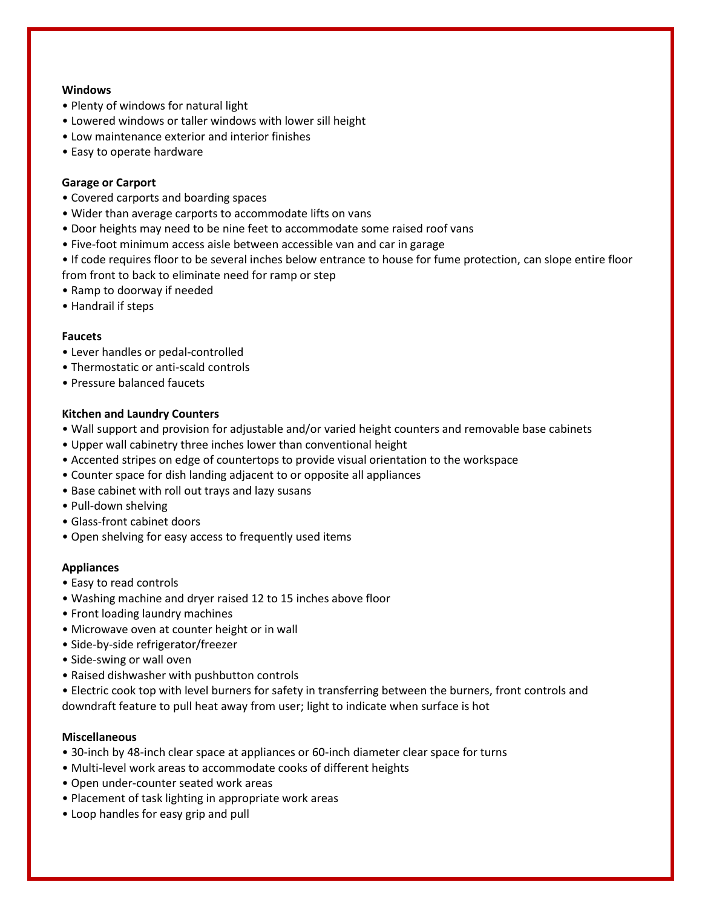**Windows**

- Plenty of windows for natural light
- Lowered windows or taller windows with lower sill height
- Low maintenance exterior and interior finishes
- Easy to operate hardware

**Garage or Carport**

- Covered carports and boarding spaces
- Wider than average carports to accommodate lifts on vans
- Door heights may need to be nine feet to accommodate some raised roof vans
- Five-foot minimum access aisle between accessible van and car in garage
- If code requires floor to be several inches below entrance to house for fume protection, can slope entire floor from front to back to eliminate need for ramp or step
- Ramp to doorway if needed
- Handrail if steps

**Faucets**

- Lever handles or pedal-controlled
- Thermostatic or anti-scald controls
- Pressure balanced faucets

**Kitchen and Laundry Counters**

- Wall support and provision for adjustable and/or varied height counters and removable base cabinets
- Upper wall cabinetry three inches lower than conventional height
- Accented stripes on edge of countertops to provide visual orientation to the workspace
- Counter space for dish landing adjacent to or opposite all appliances
- Base cabinet with roll out trays and lazy susans
- Pull-down shelving
- Glass-front cabinet doors
- Open shelving for easy access to frequently used items

**Appliances**

- Easy to read controls
- Washing machine and dryer raised 12 to 15 inches above floor
- Front loading laundry machines
- Microwave oven at counter height or in wall
- Side-by-side refrigerator/freezer
- Side-swing or wall oven
- Raised dishwasher with pushbutton controls
- Electric cook top with level burners for safety in transferring between the burners, front controls and downdraft feature to pull heat away from user; light to indicate when surface is hot

**Miscellaneous**

- 30-inch by 48-inch clear space at appliances or 60-inch diameter clear space for turns
- Multi-level work areas to accommodate cooks of different heights
- Open under-counter seated work areas
- Placement of task lighting in appropriate work areas
- Loop handles for easy grip and pull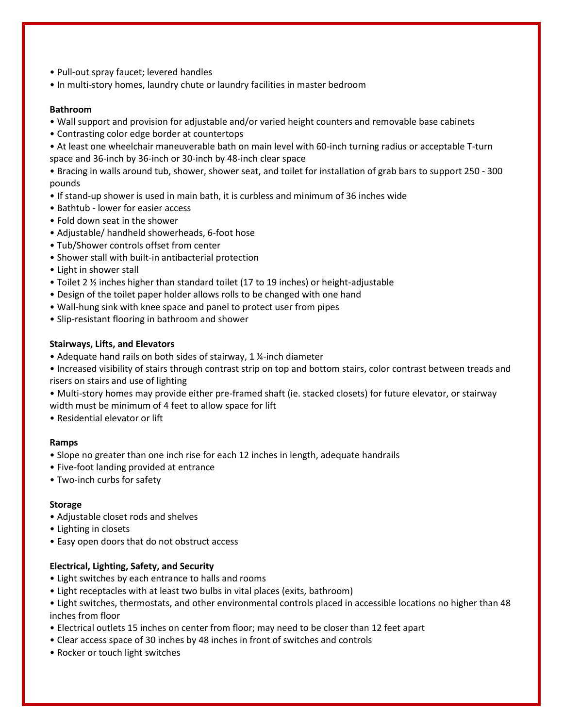- Pull-out spray faucet; levered handles
- In multi-story homes, laundry chute or laundry facilities in master bedroom

**Bathroom**

- Wall support and provision for adjustable and/or varied height counters and removable base cabinets
- Contrasting color edge border at countertops
- At least one wheelchair maneuverable bath on main level with 60-inch turning radius or acceptable T-turn space and 36-inch by 36-inch or 30-inch by 48-inch clear space
- Bracing in walls around tub, shower, shower seat, and toilet for installation of grab bars to support 250 - 300 pounds
- If stand-up shower is used in main bath, it is curbless and minimum of 36 inches wide
- Bathtub - lower for easier access
- Fold down seat in the shower
- Adjustable/ handheld showerheads, 6-foot hose
- Tub/Shower controls offset from center
- Shower stall with built-in antibacterial protection
- Light in shower stall
- Toilet 2 ½ inches higher than standard toilet (17 to 19 inches) or height-adjustable
- Design of the toilet paper holder allows rolls to be changed with one hand
- Wall-hung sink with knee space and panel to protect user from pipes
- Slip-resistant flooring in bathroom and shower

**Stairways, Lifts, and Elevators**

- Adequate hand rails on both sides of stairway, 1 ¼-inch diameter
- Increased visibility of stairs through contrast strip on top and bottom stairs, color contrast between treads and risers on stairs and use of lighting
- Multi-story homes may provide either pre-framed shaft (ie. stacked closets) for future elevator, or stairway width must be minimum of 4 feet to allow space for lift
- Residential elevator or lift

**Ramps**

- Slope no greater than one inch rise for each 12 inches in length, adequate handrails
- Five-foot landing provided at entrance
- Two-inch curbs for safety

**Storage**

- Adjustable closet rods and shelves
- Lighting in closets
- Easy open doors that do not obstruct access

**Electrical, Lighting, Safety, and Security**

- Light switches by each entrance to halls and rooms
- Light receptacles with at least two bulbs in vital places (exits, bathroom)
- Light switches, thermostats, and other environmental controls placed in accessible locations no higher than 48 inches from floor
- Electrical outlets 15 inches on center from floor; may need to be closer than 12 feet apart
- Clear access space of 30 inches by 48 inches in front of switches and controls
- Rocker or touch light switches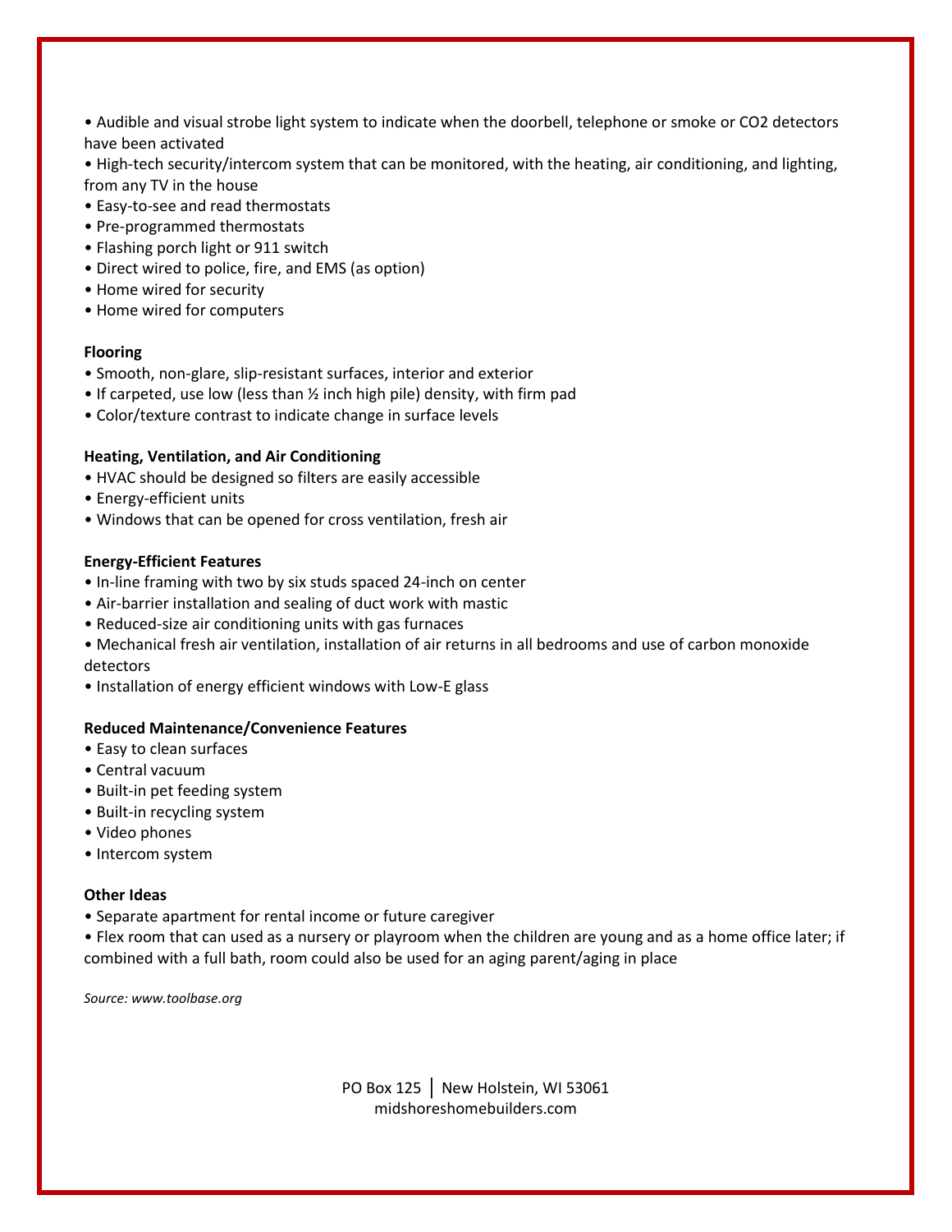- Audible and visual strobe light system to indicate when the doorbell, telephone or smoke or CO2 detectors have been activated
- High-tech security/intercom system that can be monitored, with the heating, air conditioning, and lighting, from any TV in the house
- Easy-to-see and read thermostats
- Pre-programmed thermostats
- Flashing porch light or 911 switch
- Direct wired to police, fire, and EMS (as option)
- Home wired for security
- Home wired for computers

**Flooring**

- Smooth, non-glare, slip-resistant surfaces, interior and exterior
- If carpeted, use low (less than ½ inch high pile) density, with firm pad
- Color/texture contrast to indicate change in surface levels

**Heating, Ventilation, and Air Conditioning**

- HVAC should be designed so filters are easily accessible
- Energy-efficient units
- Windows that can be opened for cross ventilation, fresh air

**Energy-Efficient Features**

- In-line framing with two by six studs spaced 24-inch on center
- Air-barrier installation and sealing of duct work with mastic
- Reduced-size air conditioning units with gas furnaces
- Mechanical fresh air ventilation, installation of air returns in all bedrooms and use of carbon monoxide detectors
- Installation of energy efficient windows with Low-E glass

**Reduced Maintenance/Convenience Features**

- Easy to clean surfaces
- Central vacuum
- Built-in pet feeding system
- Built-in recycling system
- Video phones
- Intercom system

**Other Ideas**

- Separate apartment for rental income or future caregiver
- Flex room that can used as a nursery or playroom when the children are young and as a home office later; if combined with a full bath, room could also be used for an aging parent/aging in place

*Source: www.toolbase.org*

PO Box 125 │ New Holstein, WI 53061
midshoreshomebuilders.com